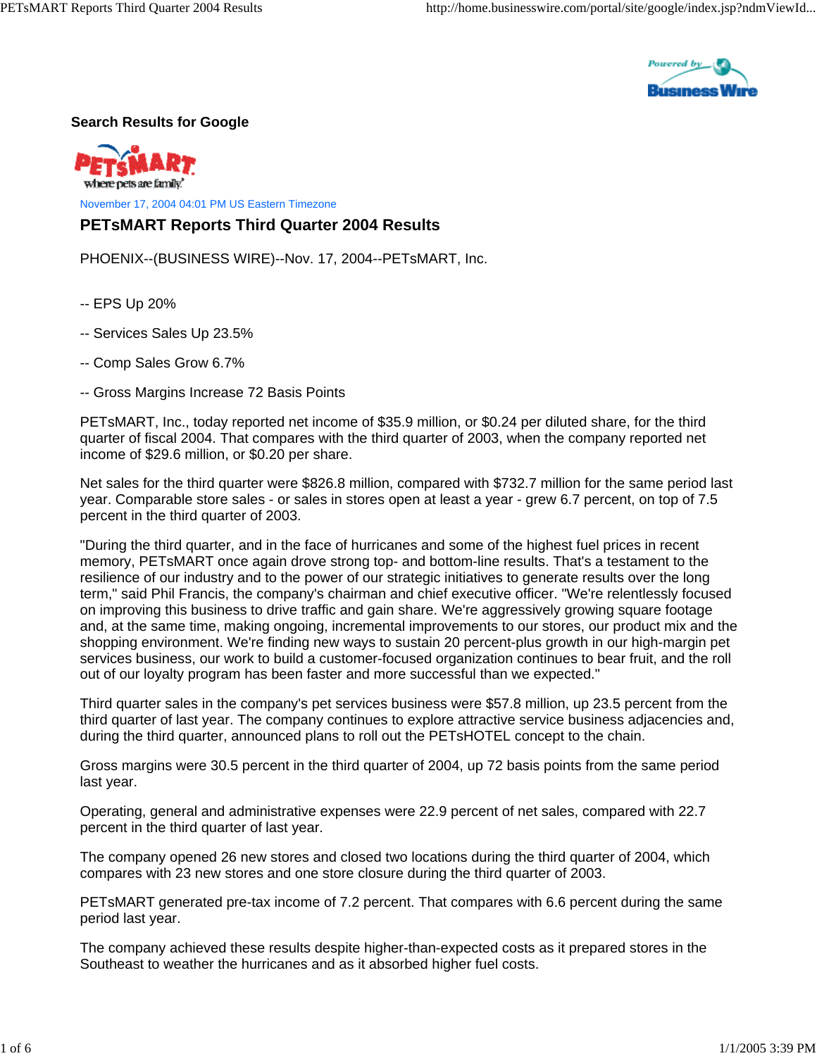Search Results for Google

November 17, 2004 04:01 PM US Eastern Timezone

# PETsMART Reports Third Quarter 2004 Results

PHOENIX--(BUSINESS WIRE)--Nov. 17, 2004--PETsMART, Inc.

-- EPS Up 20%

-- Services Sales Up 23.5%

-- Comp Sales Grow 6.7%

-- Gross Margins Increase 72 Basis Points

PETsMART, Inc., today reported net income of $35.9 million, or $0.24 per diluted share, for the third quarter of fiscal 2004. That compares with the third quarter of 2003, when the company reported net income of $29.6 million, or $0.20 per share.

Net sales for the third quarter were $826.8 million, compared with $732.7 million for the same period last year. Comparable store sales - or sales in stores open at least a year - grew 6.7 percent, on top of 7.5 percent in the third quarter of 2003.

"During the third quarter, and in the face of hurricanes and some of the highest fuel prices in recent memory, PETsMART once again drove strong top- and bottom-line results. That's a testament to the resilience of our industry and to the power of our strategic initiatives to generate results over the long term," said Phil Francis, the company's chairman and chief executive officer. "We're relentlessly focused on improving this business to drive traffic and gain share. We're aggressively growing square footage and, at the same time, making ongoing, incremental improvements to our stores, our product mix and the shopping environment. We're finding new ways to sustain 20 percent-plus growth in our high-margin pet services business, our work to build a customer-focused organization continues to bear fruit, and the roll out of our loyalty program has been faster and more successful than we expected."

Third quarter sales in the company's pet services business were $57.8 million, up 23.5 percent from the third quarter of last year. The company continues to explore attractive service business adjacencies and, during the third quarter, announced plans to roll out the PETsHOTEL concept to the chain.

Gross margins were 30.5 percent in the third quarter of 2004, up 72 basis points from the same period last year.

Operating, general and administrative expenses were 22.9 percent of net sales, compared with 22.7 percent in the third quarter of last year.

The company opened 26 new stores and closed two locations during the third quarter of 2004, which compares with 23 new stores and one store closure during the third quarter of 2003.

PETsMART generated pre-tax income of 7.2 percent. That compares with 6.6 percent during the same period last year.

The company achieved these results despite higher-than-expected costs as it prepared stores in the Southeast to weather the hurricanes and as it absorbed higher fuel costs.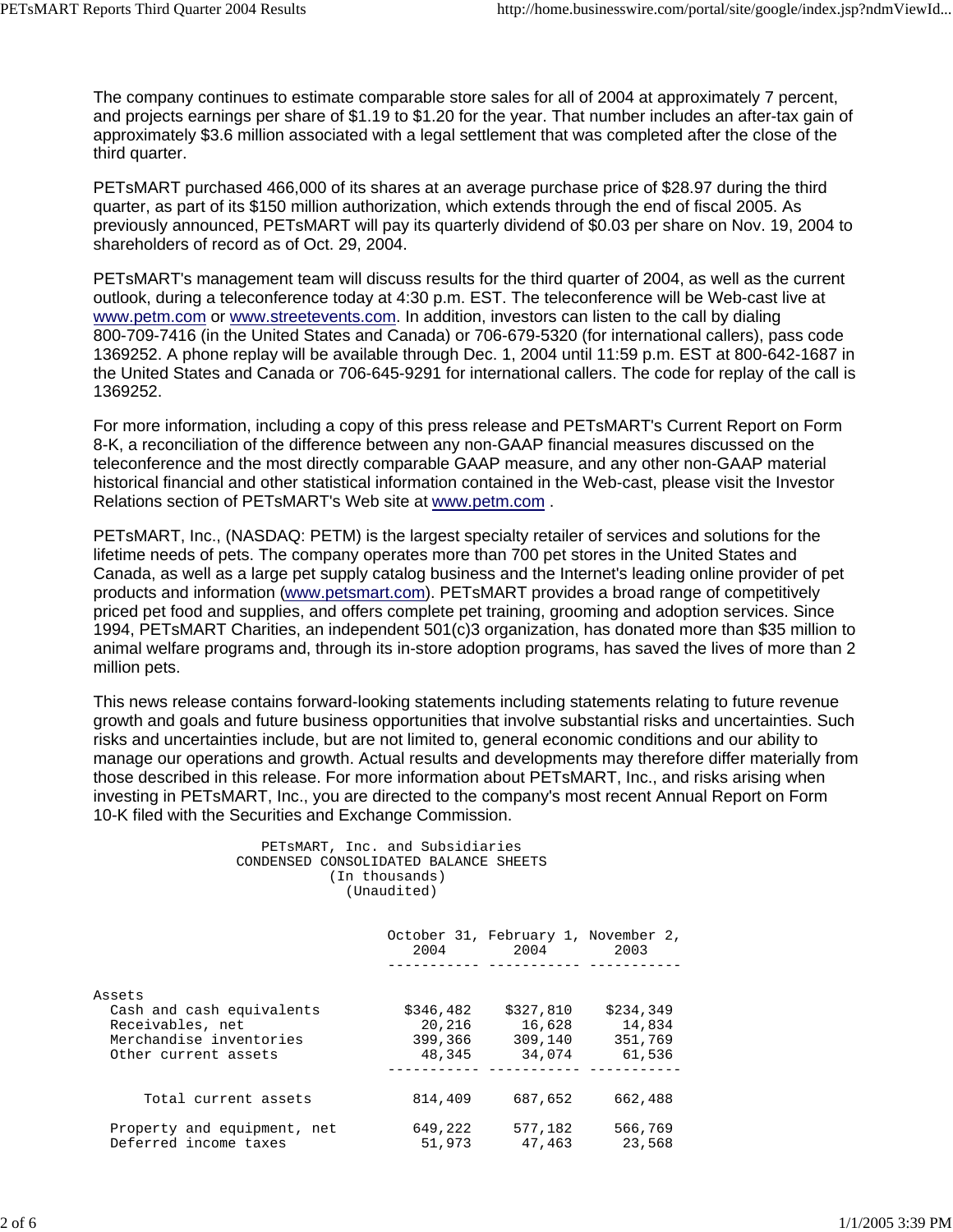The company continues to estimate comparable store sales for all of 2004 at approximately 7 percent, and projects earnings per share of $1.19 to $1.20 for the year. That number includes an after-tax gain of approximately $3.6 million associated with a legal settlement that was completed after the close of the third quarter.

PETsMART purchased 466,000 of its shares at an average purchase price of $28.97 during the third quarter, as part of its $150 million authorization, which extends through the end of fiscal 2005. As previously announced, PETsMART will pay its quarterly dividend of $0.03 per share on Nov. 19, 2004 to shareholders of record as of Oct. 29, 2004.

PETsMART's management team will discuss results for the third quarter of 2004, as well as the current outlook, during a teleconference today at 4:30 p.m. EST. The teleconference will be Web-cast live at www.petm.com or www.streetevents.com. In addition, investors can listen to the call by dialing 800-709-7416 (in the United States and Canada) or 706-679-5320 (for international callers), pass code 1369252. A phone replay will be available through Dec. 1, 2004 until 11:59 p.m. EST at 800-642-1687 in the United States and Canada or 706-645-9291 for international callers. The code for replay of the call is 1369252.

For more information, including a copy of this press release and PETsMART's Current Report on Form 8-K, a reconciliation of the difference between any non-GAAP financial measures discussed on the teleconference and the most directly comparable GAAP measure, and any other non-GAAP material historical financial and other statistical information contained in the Web-cast, please visit the Investor Relations section of PETsMART's Web site at www.petm.com .

PETsMART, Inc., (NASDAQ: PETM) is the largest specialty retailer of services and solutions for the lifetime needs of pets. The company operates more than 700 pet stores in the United States and Canada, as well as a large pet supply catalog business and the Internet's leading online provider of pet products and information (www.petsmart.com). PETsMART provides a broad range of competitively priced pet food and supplies, and offers complete pet training, grooming and adoption services. Since 1994, PETsMART Charities, an independent 501(c)3 organization, has donated more than $35 million to animal welfare programs and, through its in-store adoption programs, has saved the lives of more than 2 million pets.

This news release contains forward-looking statements including statements relating to future revenue growth and goals and future business opportunities that involve substantial risks and uncertainties. Such risks and uncertainties include, but are not limited to, general economic conditions and our ability to manage our operations and growth. Actual results and developments may therefore differ materially from those described in this release. For more information about PETsMART, Inc., and risks arising when investing in PETsMART, Inc., you are directed to the company's most recent Annual Report on Form 10-K filed with the Securities and Exchange Commission.

PETsMART, Inc. and Subsidiaries
CONDENSED CONSOLIDATED BALANCE SHEETS
(In thousands)
(Unaudited)

| | October 31, 2004 | February 1, 2004 | November 2, 2003 |
|---|---|---|---|
| **Assets** | | | |
| Cash and cash equivalents | $346,482 | $327,810 | $234,349 |
| Receivables, net | 20,216 | 16,628 | 14,834 |
| Merchandise inventories | 399,366 | 309,140 | 351,769 |
| Other current assets | 48,345 | 34,074 | 61,536 |
| Total current assets | 814,409 | 687,652 | 662,488 |
| Property and equipment, net | 649,222 | 577,182 | 566,769 |
| Deferred income taxes | 51,973 | 47,463 | 23,568 |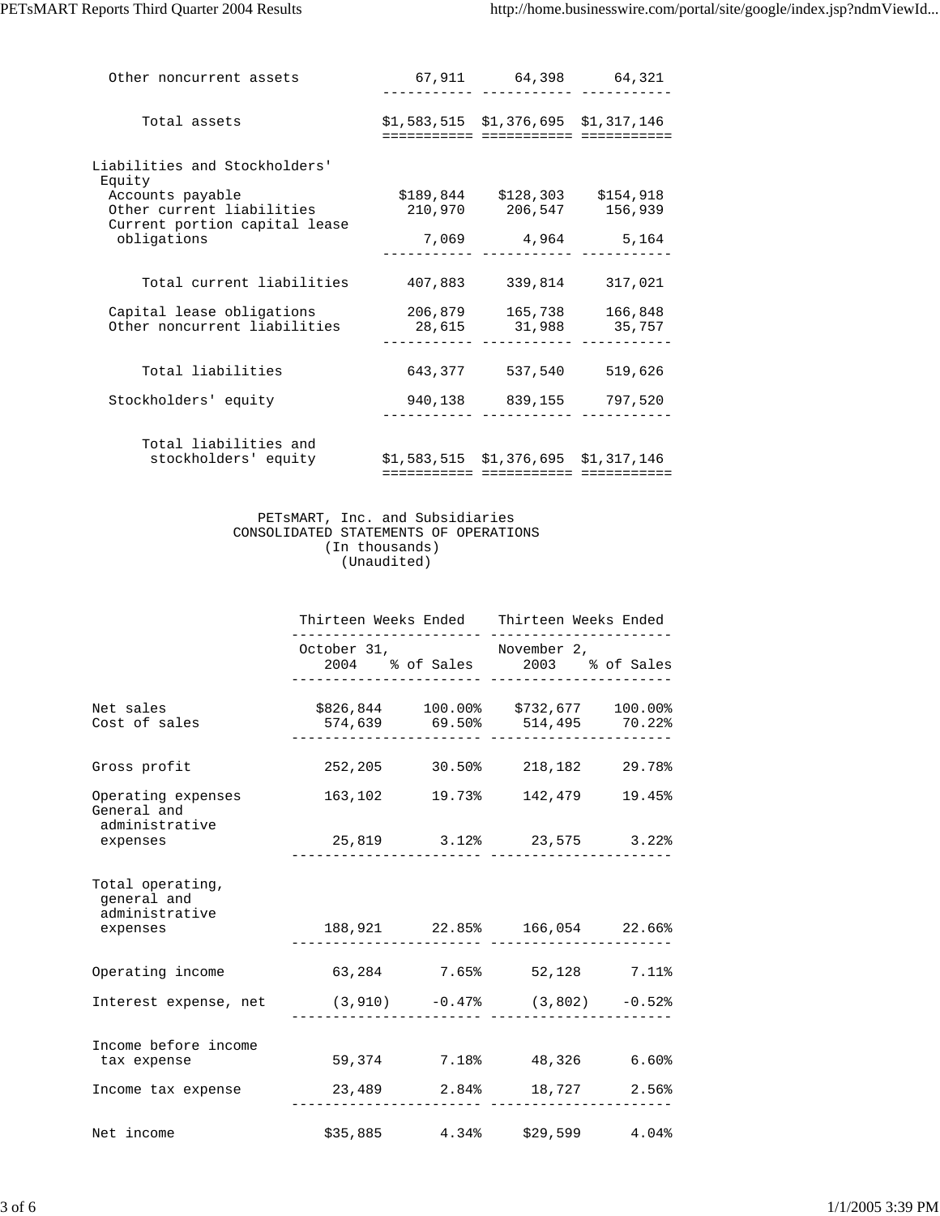| | | | |
|---|---|---|---|
| Other noncurrent assets | 67,911 | 64,398 | 64,321 |
| Total assets | $1,583,515 | $1,376,695 | $1,317,146 |
| Liabilities and Stockholders' Equity | | | |
| Accounts payable | $189,844 | $128,303 | $154,918 |
| Other current liabilities | 210,970 | 206,547 | 156,939 |
| Current portion capital lease obligations | 7,069 | 4,964 | 5,164 |
| Total current liabilities | 407,883 | 339,814 | 317,021 |
| Capital lease obligations | 206,879 | 165,738 | 166,848 |
| Other noncurrent liabilities | 28,615 | 31,988 | 35,757 |
| Total liabilities | 643,377 | 537,540 | 519,626 |
| Stockholders' equity | 940,138 | 839,155 | 797,520 |
| Total liabilities and stockholders' equity | $1,583,515 | $1,376,695 | $1,317,146 |

PETsMART, Inc. and Subsidiaries
CONSOLIDATED STATEMENTS OF OPERATIONS
(In thousands)
(Unaudited)

| | Thirteen Weeks Ended | | Thirteen Weeks Ended | |
|---|---|---|---|---|
| | October 31, 2004 | % of Sales | November 2, 2003 | % of Sales |
| Net sales | $826,844 | 100.00% | $732,677 | 100.00% |
| Cost of sales | 574,639 | 69.50% | 514,495 | 70.22% |
| Gross profit | 252,205 | 30.50% | 218,182 | 29.78% |
| Operating expenses | 163,102 | 19.73% | 142,479 | 19.45% |
| General and administrative expenses | 25,819 | 3.12% | 23,575 | 3.22% |
| Total operating, general and administrative expenses | 188,921 | 22.85% | 166,054 | 22.66% |
| Operating income | 63,284 | 7.65% | 52,128 | 7.11% |
| Interest expense, net | (3,910) | -0.47% | (3,802) | -0.52% |
| Income before income tax expense | 59,374 | 7.18% | 48,326 | 6.60% |
| Income tax expense | 23,489 | 2.84% | 18,727 | 2.56% |
| Net income | $35,885 | 4.34% | $29,599 | 4.04% |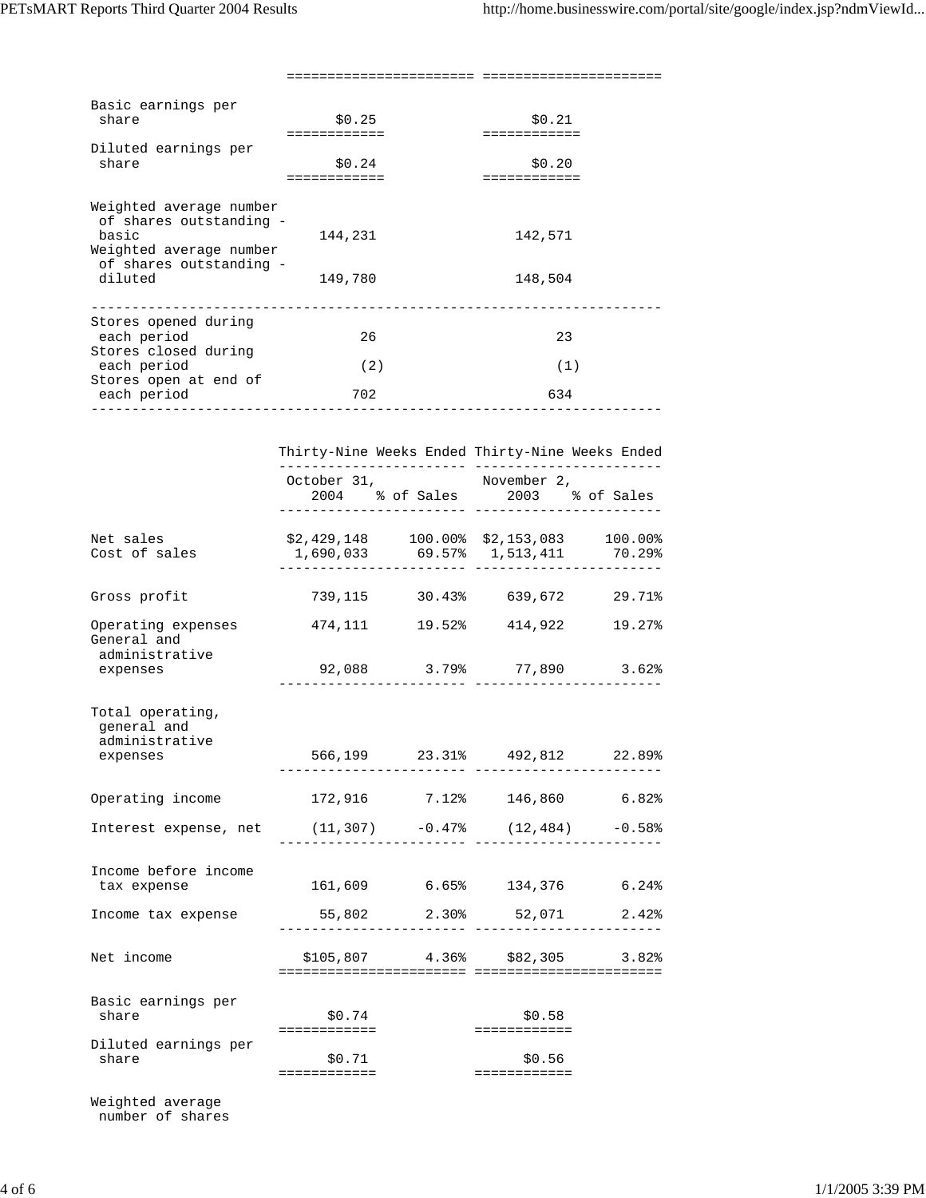| | | |
|---|---|---|
| Basic earnings per share | $0.25 | $0.21 |
| Diluted earnings per share | $0.24 | $0.20 |
| Weighted average number of shares outstanding - basic | 144,231 | 142,571 |
| Weighted average number of shares outstanding - diluted | 149,780 | 148,504 |
| Stores opened during each period | 26 | 23 |
| Stores closed during each period | (2) | (1) |
| Stores open at end of each period | 702 | 634 |

| | Thirty-Nine Weeks Ended | | Thirty-Nine Weeks Ended | |
|---|---|---|---|---|
| | October 31, 2004 | % of Sales | November 2, 2003 | % of Sales |
| Net sales | $2,429,148 | 100.00% | $2,153,083 | 100.00% |
| Cost of sales | 1,690,033 | 69.57% | 1,513,411 | 70.29% |
| Gross profit | 739,115 | 30.43% | 639,672 | 29.71% |
| Operating expenses | 474,111 | 19.52% | 414,922 | 19.27% |
| General and administrative expenses | 92,088 | 3.79% | 77,890 | 3.62% |
| Total operating, general and administrative expenses | 566,199 | 23.31% | 492,812 | 22.89% |
| Operating income | 172,916 | 7.12% | 146,860 | 6.82% |
| Interest expense, net | (11,307) | -0.47% | (12,484) | -0.58% |
| Income before income tax expense | 161,609 | 6.65% | 134,376 | 6.24% |
| Income tax expense | 55,802 | 2.30% | 52,071 | 2.42% |
| Net income | $105,807 | 4.36% | $82,305 | 3.82% |
| Basic earnings per share | $0.74 | | $0.58 | |
| Diluted earnings per share | $0.71 | | $0.56 | |
| Weighted average number of shares | | | | |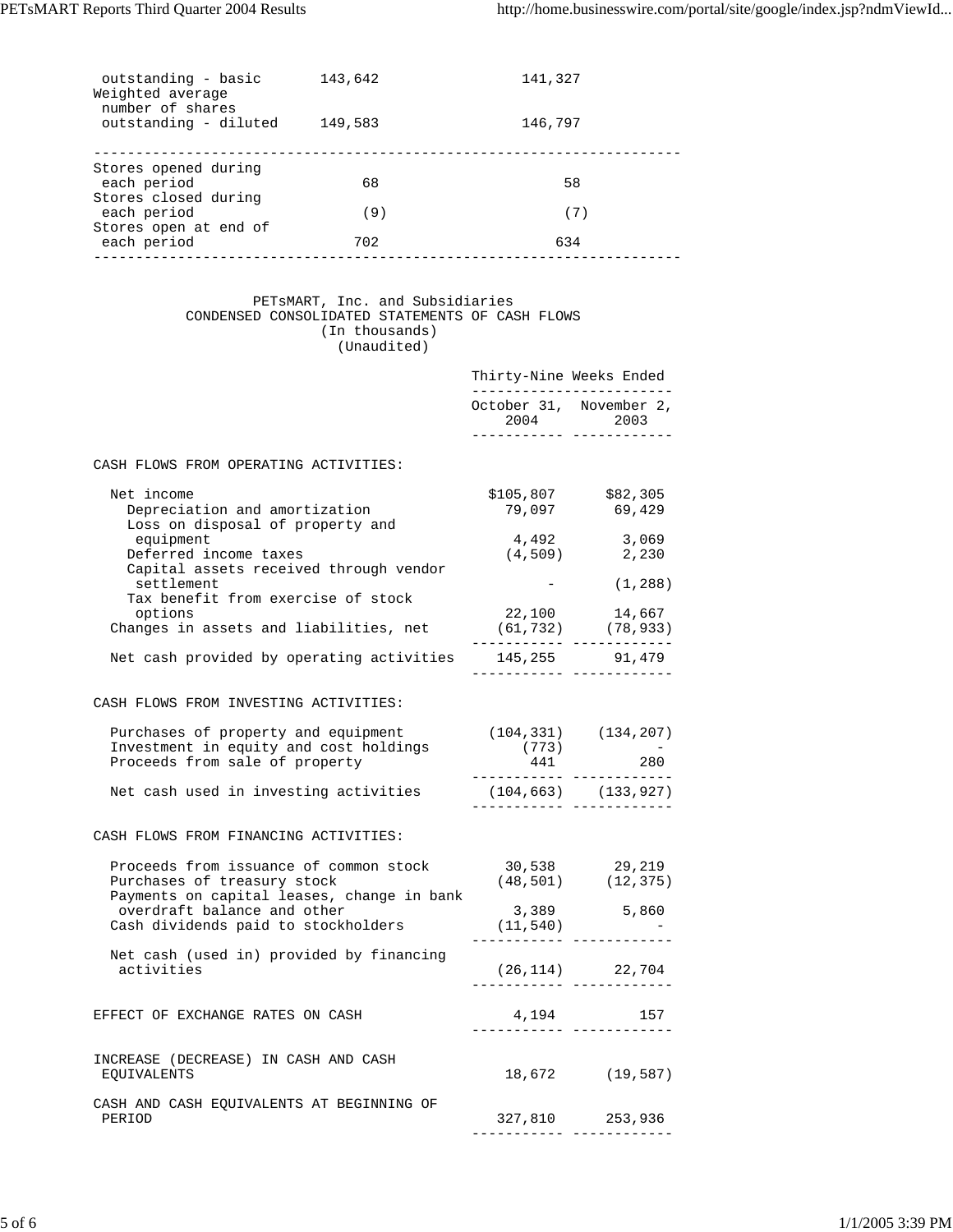| | | |
|---|---|---|
| Weighted average number of shares outstanding - basic | 143,642 | 141,327 |
| Weighted average number of shares outstanding - diluted | 149,583 | 146,797 |
| Stores opened during each period | 68 | 58 |
| Stores closed during each period | (9) | (7) |
| Stores open at end of each period | 702 | 634 |

PETsMART, Inc. and Subsidiaries
CONDENSED CONSOLIDATED STATEMENTS OF CASH FLOWS
(In thousands)
(Unaudited)

| | Thirty-Nine Weeks Ended | |
|---|---|---|
| | October 31, 2004 | November 2, 2003 |
| **CASH FLOWS FROM OPERATING ACTIVITIES:** | | |
| Net income | $105,807 | $82,305 |
| Depreciation and amortization | 79,097 | 69,429 |
| Loss on disposal of property and equipment | 4,492 | 3,069 |
| Deferred income taxes | (4,509) | 2,230 |
| Capital assets received through vendor settlement | - | (1,288) |
| Tax benefit from exercise of stock options | 22,100 | 14,667 |
| Changes in assets and liabilities, net | (61,732) | (78,933) |
| Net cash provided by operating activities | 145,255 | 91,479 |
| **CASH FLOWS FROM INVESTING ACTIVITIES:** | | |
| Purchases of property and equipment | (104,331) | (134,207) |
| Investment in equity and cost holdings | (773) | - |
| Proceeds from sale of property | 441 | 280 |
| Net cash used in investing activities | (104,663) | (133,927) |
| **CASH FLOWS FROM FINANCING ACTIVITIES:** | | |
| Proceeds from issuance of common stock | 30,538 | 29,219 |
| Purchases of treasury stock | (48,501) | (12,375) |
| Payments on capital leases, change in bank overdraft balance and other | 3,389 | 5,860 |
| Cash dividends paid to stockholders | (11,540) | - |
| Net cash (used in) provided by financing activities | (26,114) | 22,704 |
| EFFECT OF EXCHANGE RATES ON CASH | 4,194 | 157 |
| INCREASE (DECREASE) IN CASH AND CASH EQUIVALENTS | 18,672 | (19,587) |
| CASH AND CASH EQUIVALENTS AT BEGINNING OF PERIOD | 327,810 | 253,936 |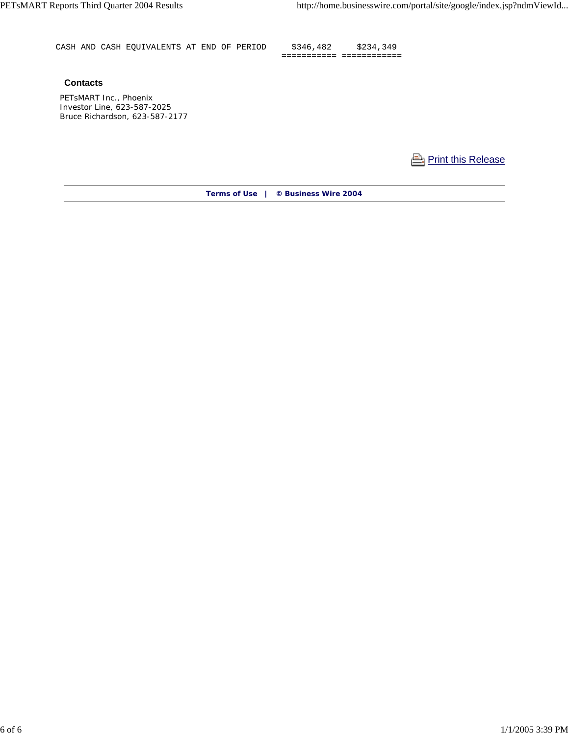| | | |
|---|---|---|
| CASH AND CASH EQUIVALENTS AT END OF PERIOD | $346,482 | $234,349 |

### Contacts

PETsMART Inc., Phoenix
Investor Line, 623-587-2025
Bruce Richardson, 623-587-2177

Print this Release

Terms of Use | © Business Wire 2004